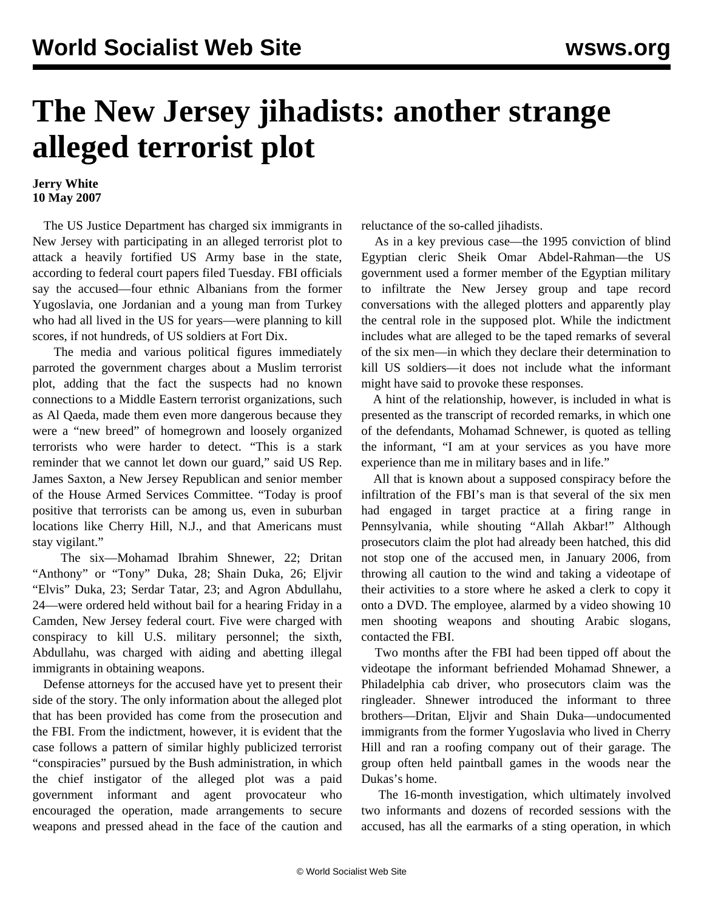# The New Jersey jihadists: another strange alleged terrorist plot

**Jerry White**
**10 May 2007**

The US Justice Department has charged six immigrants in New Jersey with participating in an alleged terrorist plot to attack a heavily fortified US Army base in the state, according to federal court papers filed Tuesday. FBI officials say the accused—four ethnic Albanians from the former Yugoslavia, one Jordanian and a young man from Turkey who had all lived in the US for years—were planning to kill scores, if not hundreds, of US soldiers at Fort Dix.

The media and various political figures immediately parroted the government charges about a Muslim terrorist plot, adding that the fact the suspects had no known connections to a Middle Eastern terrorist organizations, such as Al Qaeda, made them even more dangerous because they were a "new breed" of homegrown and loosely organized terrorists who were harder to detect. "This is a stark reminder that we cannot let down our guard," said US Rep. James Saxton, a New Jersey Republican and senior member of the House Armed Services Committee. "Today is proof positive that terrorists can be among us, even in suburban locations like Cherry Hill, N.J., and that Americans must stay vigilant."

The six—Mohamad Ibrahim Shnewer, 22; Dritan "Anthony" or "Tony" Duka, 28; Shain Duka, 26; Eljvir "Elvis" Duka, 23; Serdar Tatar, 23; and Agron Abdullahu, 24—were ordered held without bail for a hearing Friday in a Camden, New Jersey federal court. Five were charged with conspiracy to kill U.S. military personnel; the sixth, Abdullahu, was charged with aiding and abetting illegal immigrants in obtaining weapons.

Defense attorneys for the accused have yet to present their side of the story. The only information about the alleged plot that has been provided has come from the prosecution and the FBI. From the indictment, however, it is evident that the case follows a pattern of similar highly publicized terrorist "conspiracies" pursued by the Bush administration, in which the chief instigator of the alleged plot was a paid government informant and agent provocateur who encouraged the operation, made arrangements to secure weapons and pressed ahead in the face of the caution and reluctance of the so-called jihadists.

As in a key previous case—the 1995 conviction of blind Egyptian cleric Sheik Omar Abdel-Rahman—the US government used a former member of the Egyptian military to infiltrate the New Jersey group and tape record conversations with the alleged plotters and apparently play the central role in the supposed plot. While the indictment includes what are alleged to be the taped remarks of several of the six men—in which they declare their determination to kill US soldiers—it does not include what the informant might have said to provoke these responses.

A hint of the relationship, however, is included in what is presented as the transcript of recorded remarks, in which one of the defendants, Mohamad Schnewer, is quoted as telling the informant, "I am at your services as you have more experience than me in military bases and in life."

All that is known about a supposed conspiracy before the infiltration of the FBI's man is that several of the six men had engaged in target practice at a firing range in Pennsylvania, while shouting "Allah Akbar!" Although prosecutors claim the plot had already been hatched, this did not stop one of the accused men, in January 2006, from throwing all caution to the wind and taking a videotape of their activities to a store where he asked a clerk to copy it onto a DVD. The employee, alarmed by a video showing 10 men shooting weapons and shouting Arabic slogans, contacted the FBI.

Two months after the FBI had been tipped off about the videotape the informant befriended Mohamad Shnewer, a Philadelphia cab driver, who prosecutors claim was the ringleader. Shnewer introduced the informant to three brothers—Dritan, Eljvir and Shain Duka—undocumented immigrants from the former Yugoslavia who lived in Cherry Hill and ran a roofing company out of their garage. The group often held paintball games in the woods near the Dukas's home.

The 16-month investigation, which ultimately involved two informants and dozens of recorded sessions with the accused, has all the earmarks of a sting operation, in which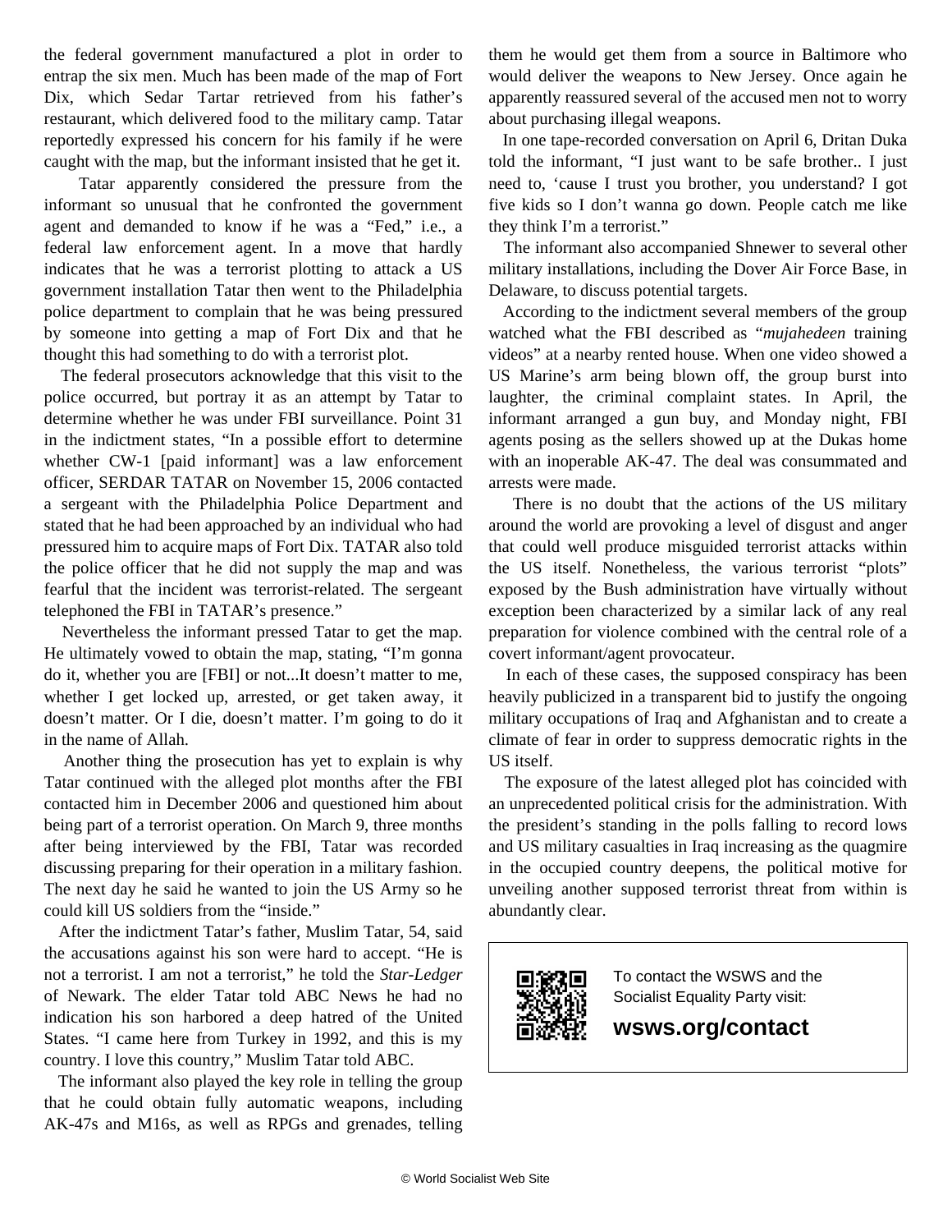the federal government manufactured a plot in order to entrap the six men. Much has been made of the map of Fort Dix, which Sedar Tartar retrieved from his father's restaurant, which delivered food to the military camp. Tatar reportedly expressed his concern for his family if he were caught with the map, but the informant insisted that he get it.

Tatar apparently considered the pressure from the informant so unusual that he confronted the government agent and demanded to know if he was a "Fed," i.e., a federal law enforcement agent. In a move that hardly indicates that he was a terrorist plotting to attack a US government installation Tatar then went to the Philadelphia police department to complain that he was being pressured by someone into getting a map of Fort Dix and that he thought this had something to do with a terrorist plot.

The federal prosecutors acknowledge that this visit to the police occurred, but portray it as an attempt by Tatar to determine whether he was under FBI surveillance. Point 31 in the indictment states, "In a possible effort to determine whether CW-1 [paid informant] was a law enforcement officer, SERDAR TATAR on November 15, 2006 contacted a sergeant with the Philadelphia Police Department and stated that he had been approached by an individual who had pressured him to acquire maps of Fort Dix. TATAR also told the police officer that he did not supply the map and was fearful that the incident was terrorist-related. The sergeant telephoned the FBI in TATAR's presence."

Nevertheless the informant pressed Tatar to get the map. He ultimately vowed to obtain the map, stating, "I'm gonna do it, whether you are [FBI] or not...It doesn't matter to me, whether I get locked up, arrested, or get taken away, it doesn't matter. Or I die, doesn't matter. I'm going to do it in the name of Allah.

Another thing the prosecution has yet to explain is why Tatar continued with the alleged plot months after the FBI contacted him in December 2006 and questioned him about being part of a terrorist operation. On March 9, three months after being interviewed by the FBI, Tatar was recorded discussing preparing for their operation in a military fashion. The next day he said he wanted to join the US Army so he could kill US soldiers from the "inside."

After the indictment Tatar's father, Muslim Tatar, 54, said the accusations against his son were hard to accept. "He is not a terrorist. I am not a terrorist," he told the *Star-Ledger* of Newark. The elder Tatar told ABC News he had no indication his son harbored a deep hatred of the United States. "I came here from Turkey in 1992, and this is my country. I love this country," Muslim Tatar told ABC.

The informant also played the key role in telling the group that he could obtain fully automatic weapons, including AK-47s and M16s, as well as RPGs and grenades, telling them he would get them from a source in Baltimore who would deliver the weapons to New Jersey. Once again he apparently reassured several of the accused men not to worry about purchasing illegal weapons.

In one tape-recorded conversation on April 6, Dritan Duka told the informant, "I just want to be safe brother.. I just need to, 'cause I trust you brother, you understand? I got five kids so I don't wanna go down. People catch me like they think I'm a terrorist."

The informant also accompanied Shnewer to several other military installations, including the Dover Air Force Base, in Delaware, to discuss potential targets.

According to the indictment several members of the group watched what the FBI described as "*mujahedeen* training videos" at a nearby rented house. When one video showed a US Marine's arm being blown off, the group burst into laughter, the criminal complaint states. In April, the informant arranged a gun buy, and Monday night, FBI agents posing as the sellers showed up at the Dukas home with an inoperable AK-47. The deal was consummated and arrests were made.

There is no doubt that the actions of the US military around the world are provoking a level of disgust and anger that could well produce misguided terrorist attacks within the US itself. Nonetheless, the various terrorist "plots" exposed by the Bush administration have virtually without exception been characterized by a similar lack of any real preparation for violence combined with the central role of a covert informant/agent provocateur.

In each of these cases, the supposed conspiracy has been heavily publicized in a transparent bid to justify the ongoing military occupations of Iraq and Afghanistan and to create a climate of fear in order to suppress democratic rights in the US itself.

The exposure of the latest alleged plot has coincided with an unprecedented political crisis for the administration. With the president's standing in the polls falling to record lows and US military casualties in Iraq increasing as the quagmire in the occupied country deepens, the political motive for unveiling another supposed terrorist threat from within is abundantly clear.

To contact the WSWS and the Socialist Equality Party visit:

**wsws.org/contact**